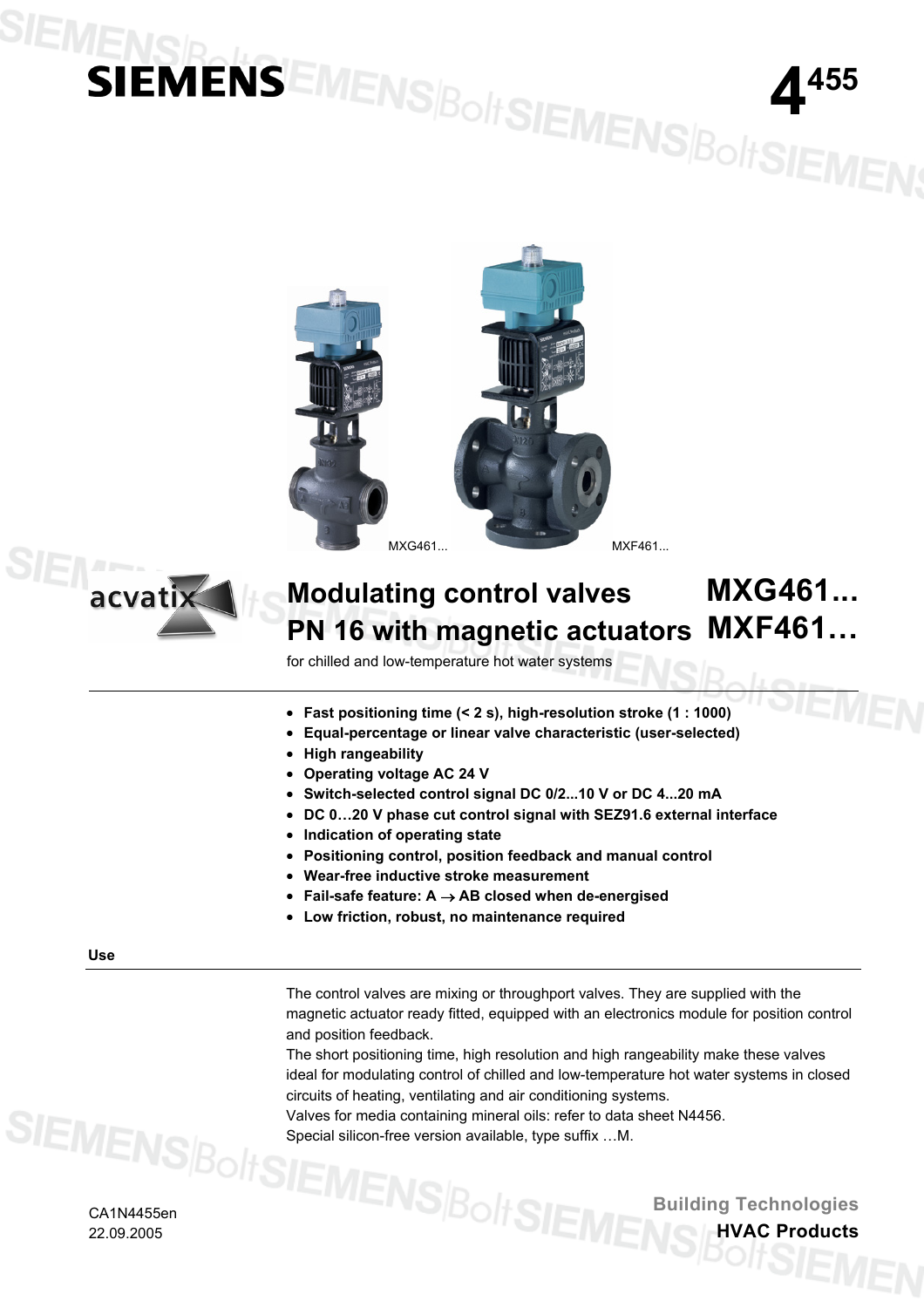# SIEMENS

**4455**

MXG461... MXF461...

# Modulating control valves PN 16 with magnetic actuators

# MXG461… MXF461…

for chilled and low-temperature hot water systems

- **Fast positioning time (< 2 s), high-resolution stroke (1 : 1000)**
- **Equal-percentage or linear valve characteristic (user-selected)**
- **High rangeability**
- **Operating voltage AC 24 V**
- **Switch-selected control signal DC 0/2...10 V or DC 4...20 mA**
- **DC 0…20 V phase cut control signal with SEZ91.6 external interface**
- **Indication of operating state**
- **Positioning control, position feedback and manual control**
- **Wear-free inductive stroke measurement**
- **Fail-safe feature: A → AB closed when de-energised**
- **Low friction, robust, no maintenance required**

## Use

The control valves are mixing or throughport valves. They are supplied with the magnetic actuator ready fitted, equipped with an electronics module for position control and position feedback.

The short positioning time, high resolution and high rangeability make these valves ideal for modulating control of chilled and low-temperature hot water systems in closed circuits of heating, ventilating and air conditioning systems.

Valves for media containing mineral oils: refer to data sheet N4456.

Special silicon-free version available, type suffix …M.

CA1N4455en
22.09.2005

Building Technologies
**HVAC Products**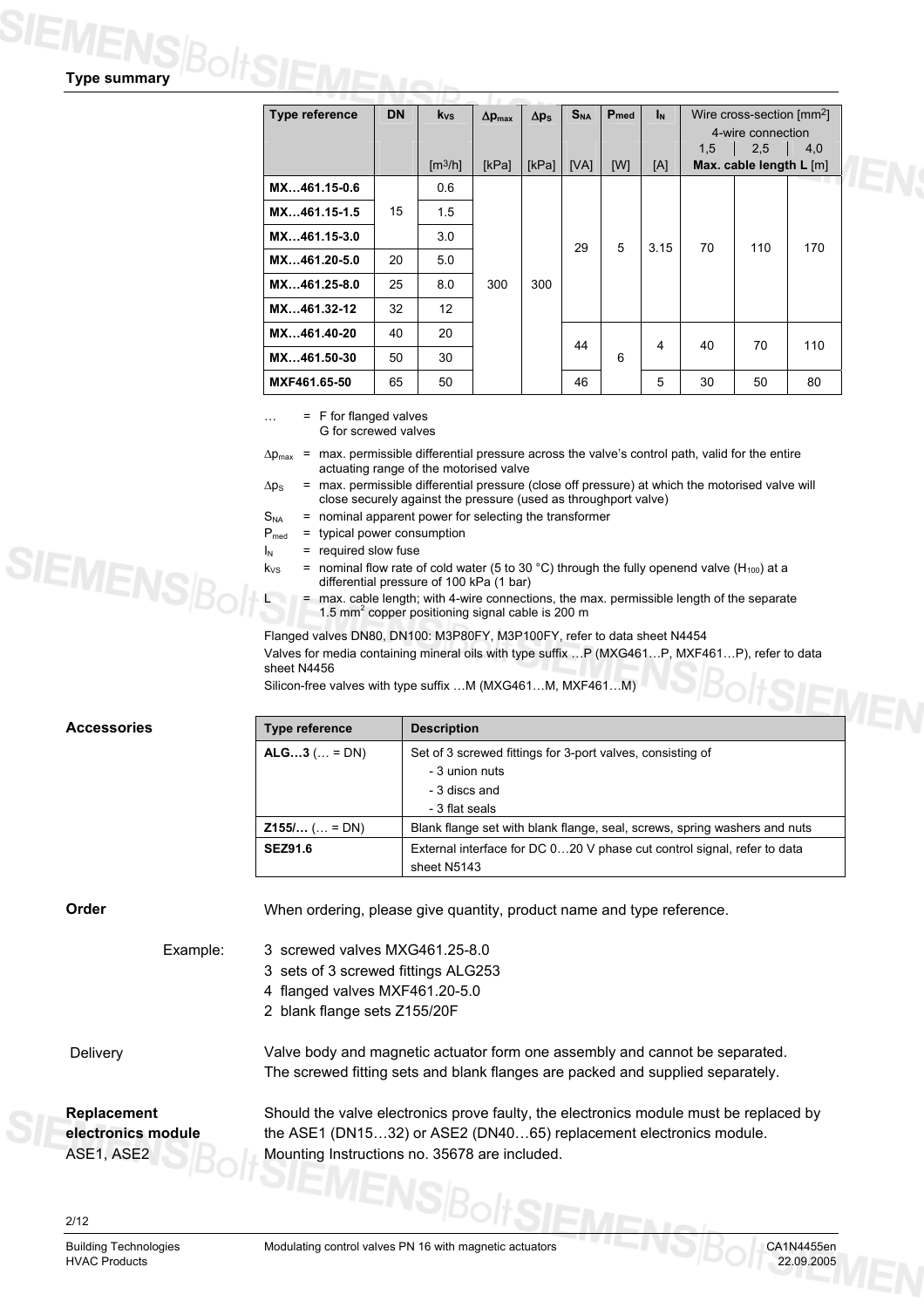## Type summary

| Type reference | DN | $k_{VS}$ | $\Delta p_{max}$ | $\Delta p_S$ | $S_{NA}$ | $P_{med}$ | $I_N$ | Wire cross-section [mm²] 4-wire connection 1,5 | 2,5 | 4,0 |
|---|---|---|---|---|---|---|---|---|---|---|
| | | [m³/h] | [kPa] | [kPa] | [VA] | [W] | [A] | Max. cable length L [m] | | |
| MX…461.15-0.6 | 15 | 0.6 | 300 | 300 | 29 | 5 | 3.15 | 70 | 110 | 170 |
| MX…461.15-1.5 | 15 | 1.5 | 300 | 300 | 29 | 5 | 3.15 | 70 | 110 | 170 |
| MX…461.15-3.0 | 15 | 3.0 | 300 | 300 | 29 | 5 | 3.15 | 70 | 110 | 170 |
| MX…461.20-5.0 | 20 | 5.0 | 300 | 300 | 29 | 5 | 3.15 | 70 | 110 | 170 |
| MX…461.25-8.0 | 25 | 8.0 | 300 | 300 | 29 | 5 | 3.15 | 70 | 110 | 170 |
| MX…461.32-12 | 32 | 12 | 300 | 300 | 29 | 5 | 3.15 | 70 | 110 | 170 |
| MX…461.40-20 | 40 | 20 | 300 | 300 | 44 | 6 | 4 | 40 | 70 | 110 |
| MX…461.50-30 | 50 | 30 | 300 | 300 | 44 | 6 | 4 | 40 | 70 | 110 |
| MXF461.65-50 | 65 | 50 | 300 | 300 | 46 | 6 | 5 | 30 | 50 | 80 |

… = F for flanged valves
G for screwed valves

$\Delta p_{max}$ = max. permissible differential pressure across the valve's control path, valid for the entire actuating range of the motorised valve

$\Delta p_S$ = max. permissible differential pressure (close off pressure) at which the motorised valve will close securely against the pressure (used as throughport valve)

$S_{NA}$ = nominal apparent power for selecting the transformer

$P_{med}$ = typical power consumption

$I_N$ = required slow fuse

$k_{VS}$ = nominal flow rate of cold water (5 to 30 °C) through the fully openend valve ($H_{100}$) at a differential pressure of 100 kPa (1 bar)

L = max. cable length; with 4-wire connections, the max. permissible length of the separate 1.5 mm² copper positioning signal cable is 200 m

Flanged valves DN80, DN100: M3P80FY, M3P100FY, refer to data sheet N4454

Valves for media containing mineral oils with type suffix …P (MXG461…P, MXF461…P), refer to data sheet N4456

Silicon-free valves with type suffix …M (MXG461…M, MXF461…M)

## Accessories

| Type reference | Description |
|---|---|
| **ALG…3** (… = DN) | Set of 3 screwed fittings for 3-port valves, consisting of<br>- 3 union nuts<br>- 3 discs and<br>- 3 flat seals |
| **Z155/…** (… = DN) | Blank flange set with blank flange, seal, screws, spring washers and nuts |
| **SEZ91.6** | External interface for DC 0…20 V phase cut control signal, refer to data sheet N5143 |

## Order

When ordering, please give quantity, product name and type reference.

Example:

3 screwed valves MXG461.25-8.0
3 sets of 3 screwed fittings ALG253
4 flanged valves MXF461.20-5.0
2 blank flange sets Z155/20F

## Delivery

Valve body and magnetic actuator form one assembly and cannot be separated.
The screwed fitting sets and blank flanges are packed and supplied separately.

## Replacement electronics module ASE1, ASE2

Should the valve electronics prove faulty, the electronics module must be replaced by the ASE1 (DN15…32) or ASE2 (DN40…65) replacement electronics module.
Mounting Instructions no. 35678 are included.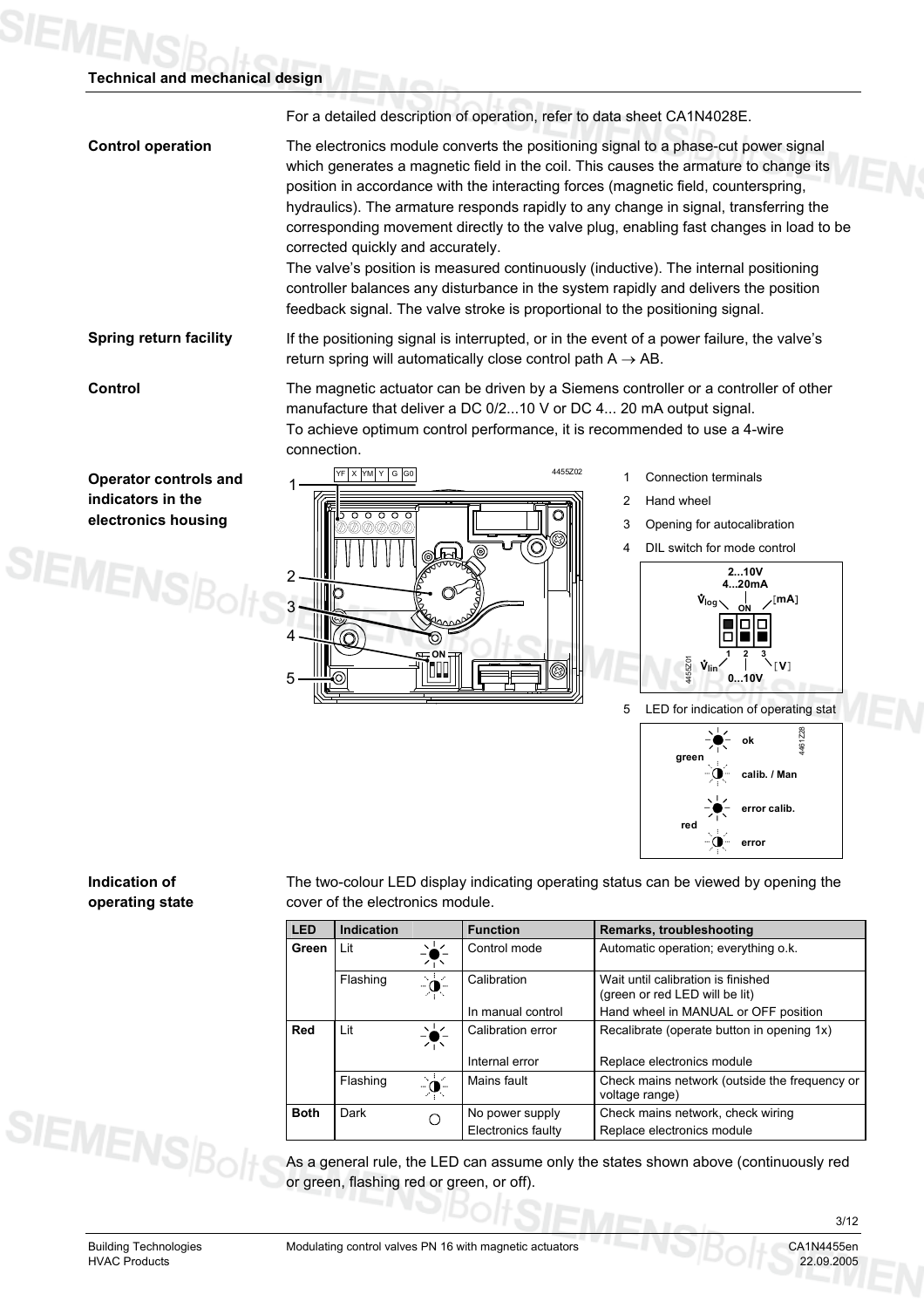## Technical and mechanical design

For a detailed description of operation, refer to data sheet CA1N4028E.

**Control operation**

The electronics module converts the positioning signal to a phase-cut power signal which generates a magnetic field in the coil. This causes the armature to change its position in accordance with the interacting forces (magnetic field, counterspring, hydraulics). The armature responds rapidly to any change in signal, transferring the corresponding movement directly to the valve plug, enabling fast changes in load to be corrected quickly and accurately.
The valve's position is measured continuously (inductive). The internal positioning controller balances any disturbance in the system rapidly and delivers the position feedback signal. The valve stroke is proportional to the positioning signal.

**Spring return facility**

If the positioning signal is interrupted, or in the event of a power failure, the valve's return spring will automatically close control path A → AB.

**Control**

The magnetic actuator can be driven by a Siemens controller or a controller of other manufacture that deliver a DC 0/2...10 V or DC 4... 20 mA output signal.
To achieve optimum control performance, it is recommended to use a 4-wire connection.

**Operator controls and indicators in the electronics housing**

1 Connection terminals
2 Hand wheel
3 Opening for autocalibration
4 DIL switch for mode control
5 LED for indication of operating stat

**Indication of operating state**

The two-colour LED display indicating operating status can be viewed by opening the cover of the electronics module.

| LED | Indication | Function | Remarks, troubleshooting |
|---|---|---|---|
| Green | Lit | Control mode | Automatic operation; everything o.k. |
| | Flashing | Calibration | Wait until calibration is finished (green or red LED will be lit) |
| | | In manual control | Hand wheel in MANUAL or OFF position |
| Red | Lit | Calibration error | Recalibrate (operate button in opening 1x) |
| | | Internal error | Replace electronics module |
| | Flashing | Mains fault | Check mains network (outside the frequency or voltage range) |
| Both | Dark | No power supply | Check mains network, check wiring |
| | | Electronics faulty | Replace electronics module |

As a general rule, the LED can assume only the states shown above (continuously red or green, flashing red or green, or off).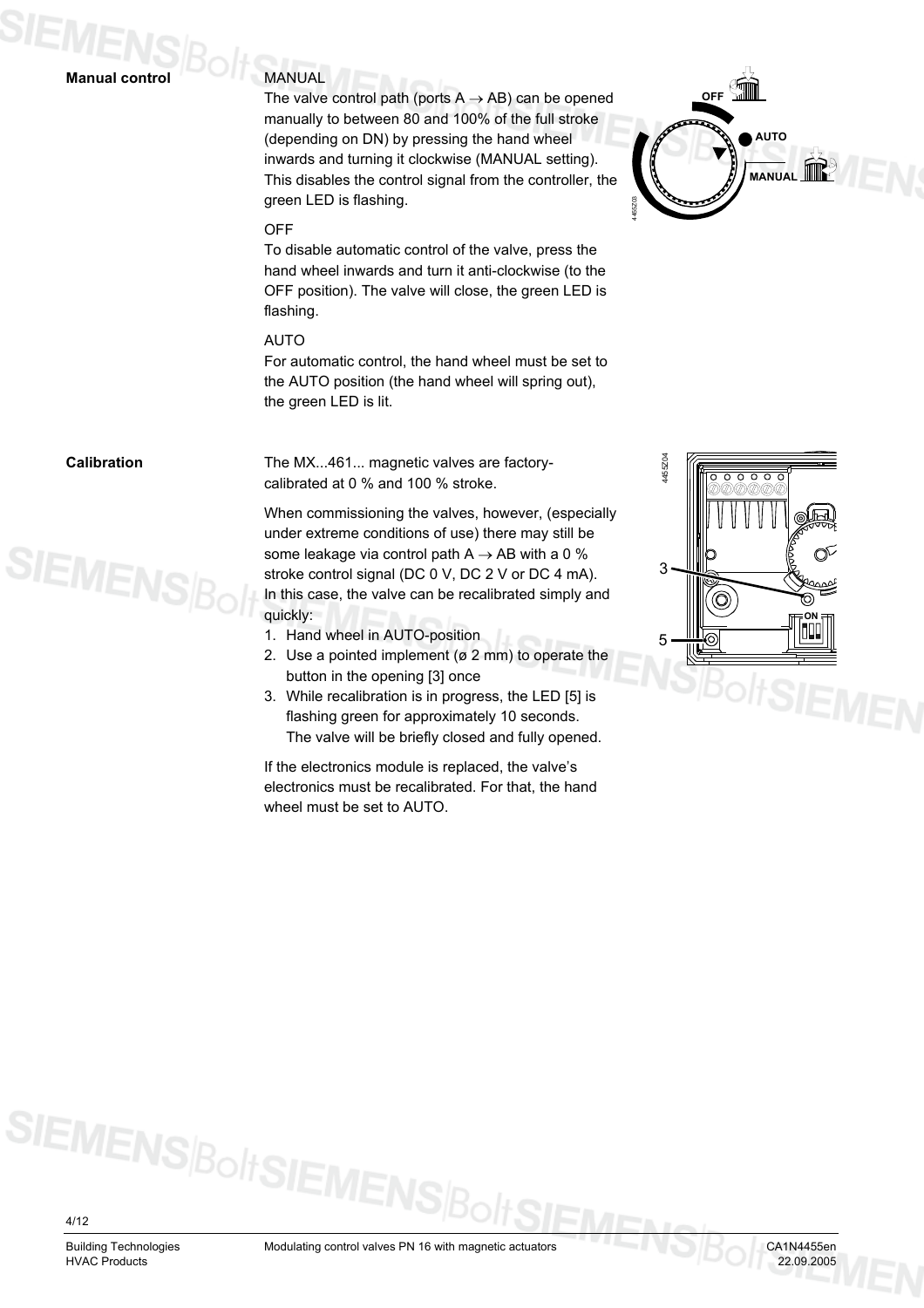## Manual control

MANUAL
The valve control path (ports A → AB) can be opened manually to between 80 and 100% of the full stroke (depending on DN) by pressing the hand wheel inwards and turning it clockwise (MANUAL setting). This disables the control signal from the controller, the green LED is flashing.

OFF
To disable automatic control of the valve, press the hand wheel inwards and turn it anti-clockwise (to the OFF position). The valve will close, the green LED is flashing.

AUTO
For automatic control, the hand wheel must be set to the AUTO position (the hand wheel will spring out), the green LED is lit.

## Calibration

The MX...461... magnetic valves are factory-calibrated at 0 % and 100 % stroke.

When commissioning the valves, however, (especially under extreme conditions of use) there may still be some leakage via control path A → AB with a 0 % stroke control signal (DC 0 V, DC 2 V or DC 4 mA). In this case, the valve can be recalibrated simply and quickly:

1. Hand wheel in AUTO-position
2. Use a pointed implement (ø 2 mm) to operate the button in the opening [3] once
3. While recalibration is in progress, the LED [5] is flashing green for approximately 10 seconds. The valve will be briefly closed and fully opened.

If the electronics module is replaced, the valve's electronics must be recalibrated. For that, the hand wheel must be set to AUTO.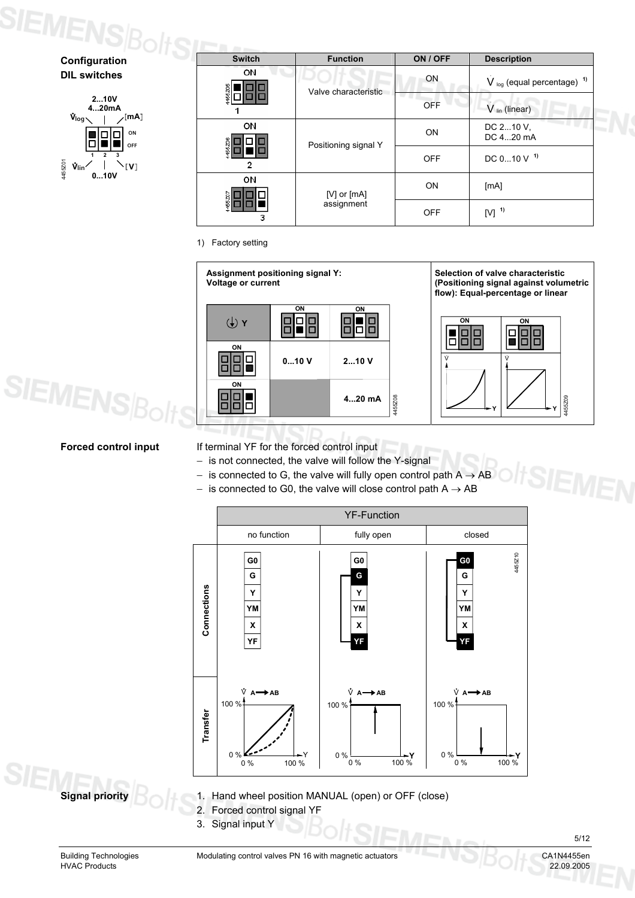## Configuration DIL switches

2...10V
4...20mA
$\dot{V}_{log}$ [mA]
ON
OFF
1 2 3
$\dot{V}_{lin}$ [V]
0...10V

| Switch | Function | ON / OFF | Description |
|---|---|---|---|
| 1 | Valve characteristic | ON | $\dot{V}_{log}$ (equal percentage) [1)] |
| | | OFF | $\dot{V}_{lin}$ (linear) |
| 2 | Positioning signal Y | ON | DC 2...10 V, DC 4...20 mA |
| | | OFF | DC 0...10 V [1)] |
| 3 | [V] or [mA] assignment | ON | [mA] |
| | | OFF | [V] [1)] |

1) Factory setting

**Assignment positioning signal Y: Voltage or current**

| Y | Switch 2 OFF | Switch 2 ON |
|---|---|---|
| Switch 3 OFF | 0...10 V | 2...10 V |
| Switch 3 ON | | 4...20 mA |

**Selection of valve characteristic (Positioning signal against volumetric flow): Equal-percentage or linear**

## Forced control input

If terminal YF for the forced control input
- is not connected, the valve will follow the Y-signal
- is connected to G, the valve will fully open control path A → AB
- is connected to G0, the valve will close control path A → AB

| YF-Function | no function | fully open | closed |
|---|---|---|---|
| Connections | G0, G, Y, YM, X, YF | G connected to YF | G0 connected to YF |
| Transfer | $\dot{V}$ A → AB follows Y (0 %...100 %) | $\dot{V}$ A → AB 100 % | $\dot{V}$ A → AB 0 % |

## Signal priority

1. Hand wheel position MANUAL (open) or OFF (close)
2. Forced control signal YF
3. Signal input Y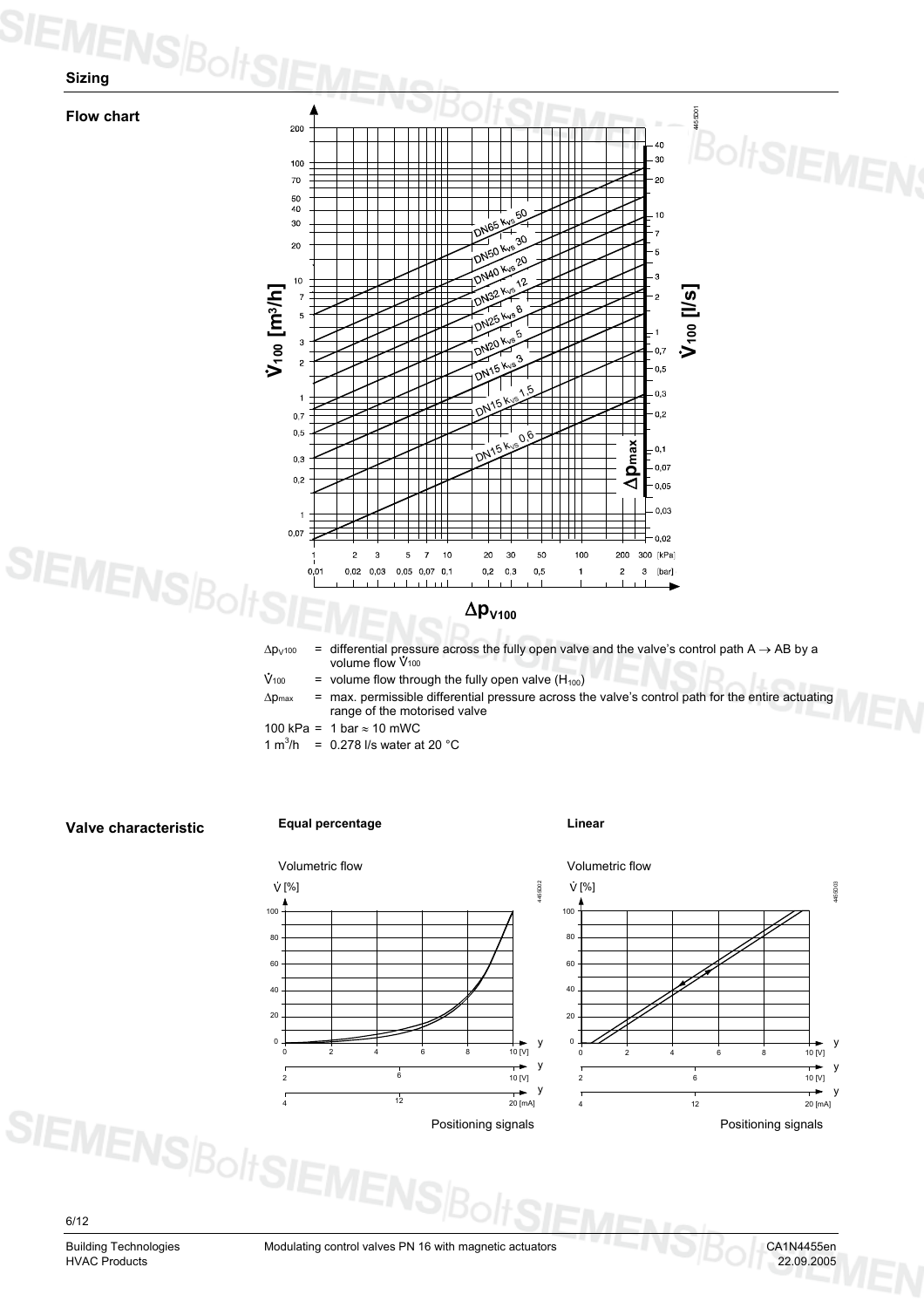## Sizing

### Flow chart

$\Delta p_{V100}$ = differential pressure across the fully open valve and the valve's control path A → AB by a volume flow $\dot{V}_{100}$

$\dot{V}_{100}$ = volume flow through the fully open valve ($H_{100}$)

$\Delta p_{max}$ = max. permissible differential pressure across the valve's control path for the entire actuating range of the motorised valve

100 kPa = 1 bar ≈ 10 mWC

1 $m^3/h$ = 0.278 l/s water at 20 °C

### Valve characteristic

**Equal percentage**

**Linear**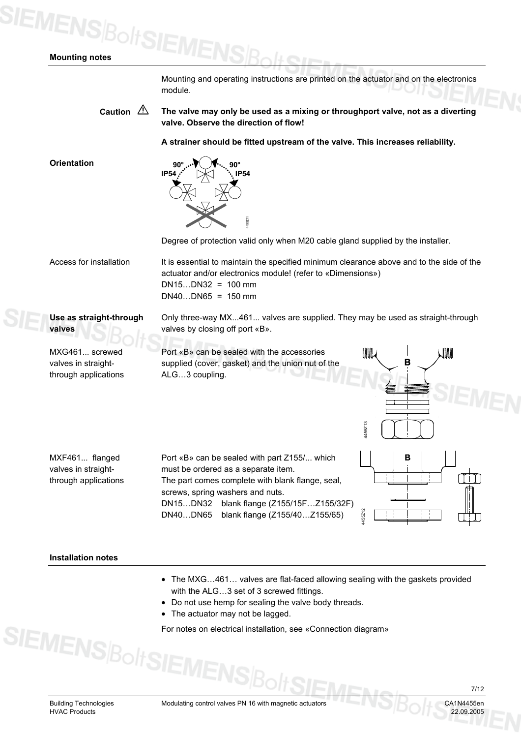## Mounting notes

Mounting and operating instructions are printed on the actuator and on the electronics module.

**Caution** ⚠ **The valve may only be used as a mixing or throughport valve, not as a diverting valve. Observe the direction of flow!**

**A strainer should be fitted upstream of the valve. This increases reliability.**

**Orientation**

Degree of protection valid only when M20 cable gland supplied by the installer.

Access for installation

It is essential to maintain the specified minimum clearance above and to the side of the actuator and/or electronics module! (refer to «Dimensions»)
DN15…DN32 = 100 mm
DN40…DN65 = 150 mm

**Use as straight-through valves**

Only three-way MX...461... valves are supplied. They may be used as straight-through valves by closing off port «B».

MXG461... screwed valves in straight-through applications

Port «B» can be sealed with the accessories supplied (cover, gasket) and the union nut of the ALG…3 coupling.

MXF461... flanged valves in straight-through applications

Port «B» can be sealed with part Z155/... which must be ordered as a separate item.
The part comes complete with blank flange, seal, screws, spring washers and nuts.
DN15…DN32 blank flange (Z155/15F…Z155/32F)
DN40…DN65 blank flange (Z155/40…Z155/65)

## Installation notes

- The MXG…461… valves are flat-faced allowing sealing with the gaskets provided with the ALG…3 set of 3 screwed fittings.
- Do not use hemp for sealing the valve body threads.
- The actuator may not be lagged.

For notes on electrical installation, see «Connection diagram»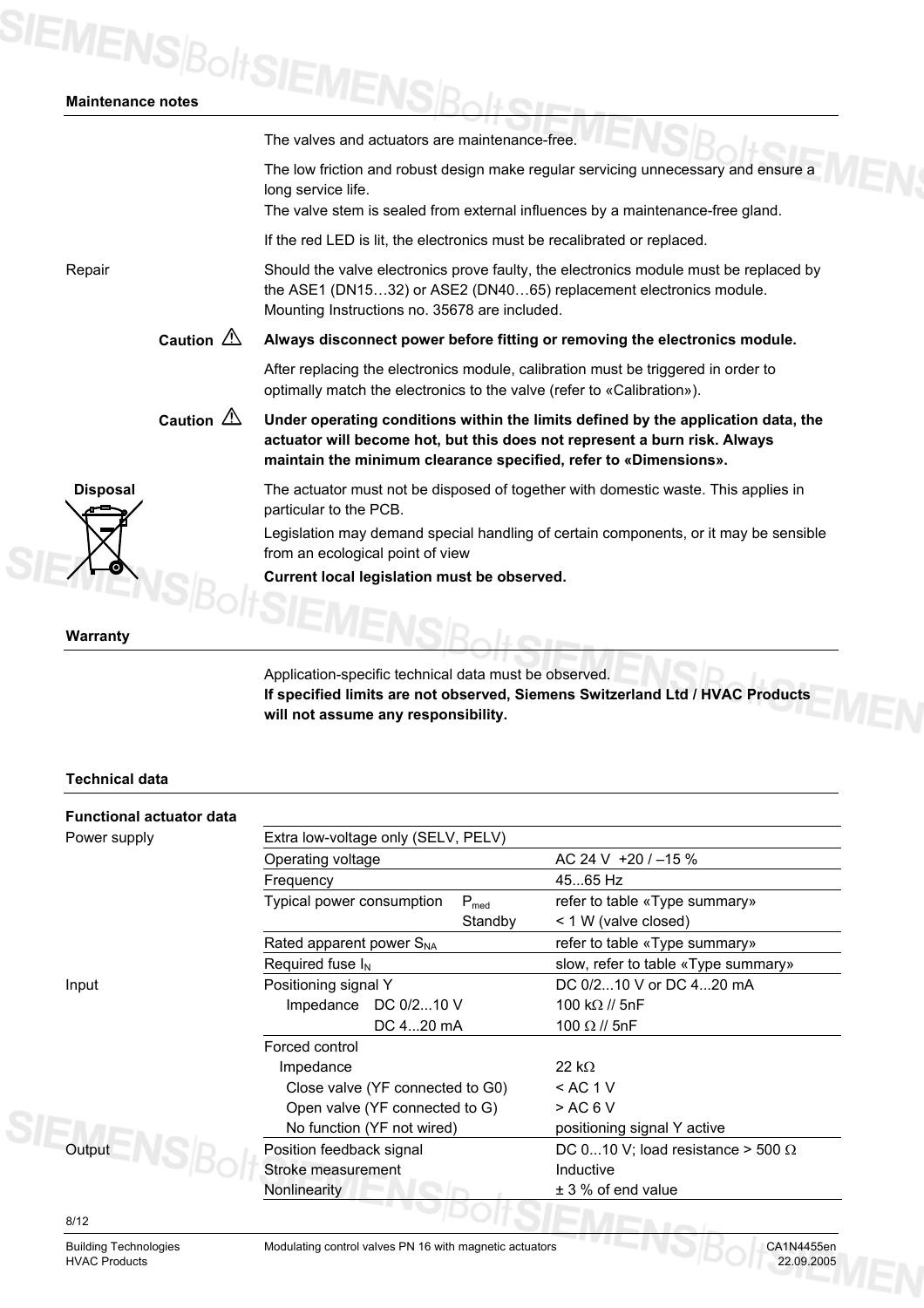## Maintenance notes

The valves and actuators are maintenance-free.

The low friction and robust design make regular servicing unnecessary and ensure a long service life.
The valve stem is sealed from external influences by a maintenance-free gland.

If the red LED is lit, the electronics must be recalibrated or replaced.

Repair

Should the valve electronics prove faulty, the electronics module must be replaced by the ASE1 (DN15…32) or ASE2 (DN40…65) replacement electronics module. Mounting Instructions no. 35678 are included.

**Caution ⚠** **Always disconnect power before fitting or removing the electronics module.**

After replacing the electronics module, calibration must be triggered in order to optimally match the electronics to the valve (refer to «Calibration»).

**Caution ⚠** **Under operating conditions within the limits defined by the application data, the actuator will become hot, but this does not represent a burn risk. Always maintain the minimum clearance specified, refer to «Dimensions».**

**Disposal**

The actuator must not be disposed of together with domestic waste. This applies in particular to the PCB.

Legislation may demand special handling of certain components, or it may be sensible from an ecological point of view

**Current local legislation must be observed.**

## Warranty

Application-specific technical data must be observed.
**If specified limits are not observed, Siemens Switzerland Ltd / HVAC Products will not assume any responsibility.**

## Technical data

**Functional actuator data**

| | | | |
|---|---|---|---|
| Power supply | Extra low-voltage only (SELV, PELV) | | |
| | Operating voltage | | AC 24 V +20 / –15 % |
| | Frequency | | 45...65 Hz |
| | Typical power consumption | $P_{med}$ | refer to table «Type summary» |
| | | Standby | < 1 W (valve closed) |
| | Rated apparent power $S_{NA}$ | | refer to table «Type summary» |
| | Required fuse $I_N$ | | slow, refer to table «Type summary» |
| Input | Positioning signal Y | | DC 0/2...10 V or DC 4...20 mA |
| | Impedance DC 0/2...10 V | | 100 kΩ // 5nF |
| | DC 4...20 mA | | 100 Ω // 5nF |
| | Forced control | | |
| | Impedance | | 22 kΩ |
| | Close valve (YF connected to G0) | | < AC 1 V |
| | Open valve (YF connected to G) | | > AC 6 V |
| | No function (YF not wired) | | positioning signal Y active |
| Output | Position feedback signal | | DC 0...10 V; load resistance > 500 Ω |
| | Stroke measurement | | Inductive |
| | Nonlinearity | | ± 3 % of end value |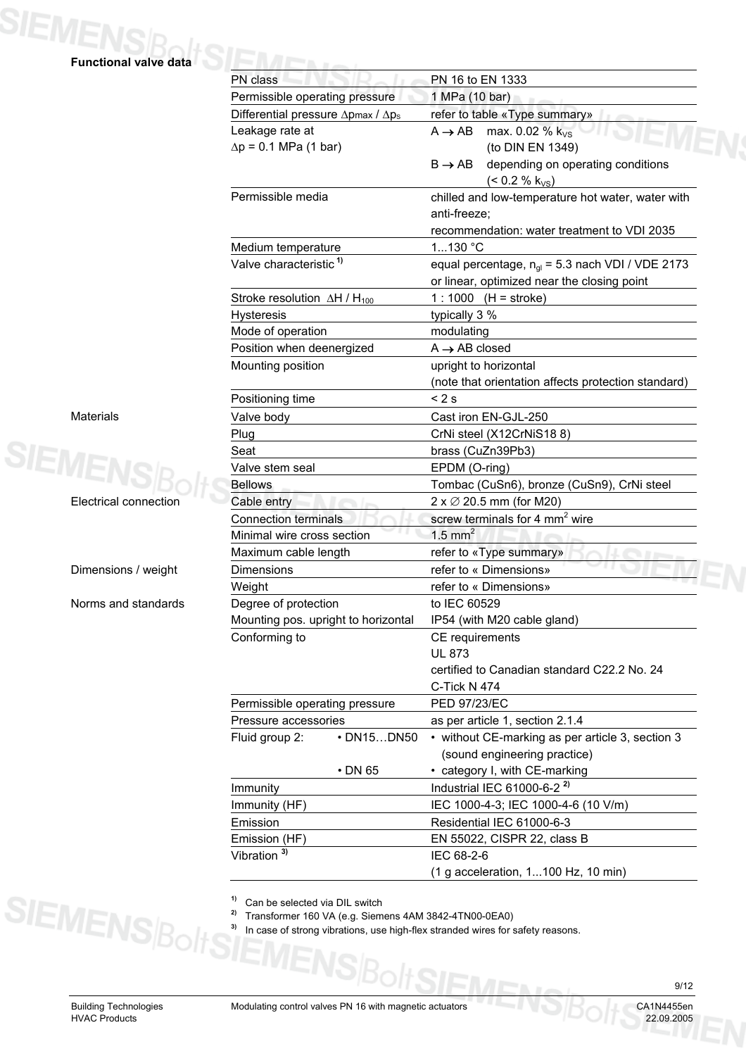| Section | Parameter | | Value |
|---|---|---|---|
| **Functional valve data** | PN class | | PN 16 to EN 1333 |
| | Permissible operating pressure | | 1 MPa (10 bar) |
| | Differential pressure $\Delta p_{max}$ / $\Delta p_s$ | | refer to table «Type summary» |
| | Leakage rate at $\Delta p$ = 0.1 MPa (1 bar) | | A → AB max. 0.02 % $k_{VS}$ (to DIN EN 1349)<br>B → AB depending on operating conditions (< 0.2 % $k_{VS}$) |
| | Permissible media | | chilled and low-temperature hot water, water with anti-freeze;<br>recommendation: water treatment to VDI 2035 |
| | Medium temperature | | 1...130 °C |
| | Valve characteristic [1] | | equal percentage, $n_{gl}$ = 5.3 nach VDI / VDE 2173 or linear, optimized near the closing point |
| | Stroke resolution $\Delta H$ / $H_{100}$ | | 1 : 1000 (H = stroke) |
| | Hysteresis | | typically 3 % |
| | Mode of operation | | modulating |
| | Position when deenergized | | A → AB closed |
| | Mounting position | | upright to horizontal<br>(note that orientation affects protection standard) |
| | Positioning time | | < 2 s |
| Materials | Valve body | | Cast iron EN-GJL-250 |
| | Plug | | CrNi steel (X12CrNiS18 8) |
| | Seat | | brass (CuZn39Pb3) |
| | Valve stem seal | | EPDM (O-ring) |
| | Bellows | | Tombac (CuSn6), bronze (CuSn9), CrNi steel |
| Electrical connection | Cable entry | | 2 x ∅ 20.5 mm (for M20) |
| | Connection terminals | | screw terminals for 4 mm² wire |
| | Minimal wire cross section | | 1.5 mm² |
| | Maximum cable length | | refer to «Type summary» |
| Dimensions / weight | Dimensions | | refer to « Dimensions» |
| | Weight | | refer to « Dimensions» |
| Norms and standards | Degree of protection<br>Mounting pos. upright to horizontal | | to IEC 60529<br>IP54 (with M20 cable gland) |
| | Conforming to | | CE requirements<br>UL 873<br>certified to Canadian standard C22.2 No. 24<br>C-Tick N 474 |
| | Permissible operating pressure | | PED 97/23/EC |
| | Pressure accessories | | as per article 1, section 2.1.4 |
| | Fluid group 2: | • DN15…DN50 | • without CE-marking as per article 3, section 3 (sound engineering practice) |
| | | • DN 65 | • category I, with CE-marking |
| | Immunity | | Industrial IEC 61000-6-2 [2] |
| | Immunity (HF) | | IEC 1000-4-3; IEC 1000-4-6 (10 V/m) |
| | Emission | | Residential IEC 61000-6-3 |
| | Emission (HF) | | EN 55022, CISPR 22, class B |
| | Vibration [3] | | IEC 68-2-6<br>(1 g acceleration, 1...100 Hz, 10 min) |

[1] Can be selected via DIL switch

[2] Transformer 160 VA (e.g. Siemens 4AM 3842-4TN00-0EA0)

[3] In case of strong vibrations, use high-flex stranded wires for safety reasons.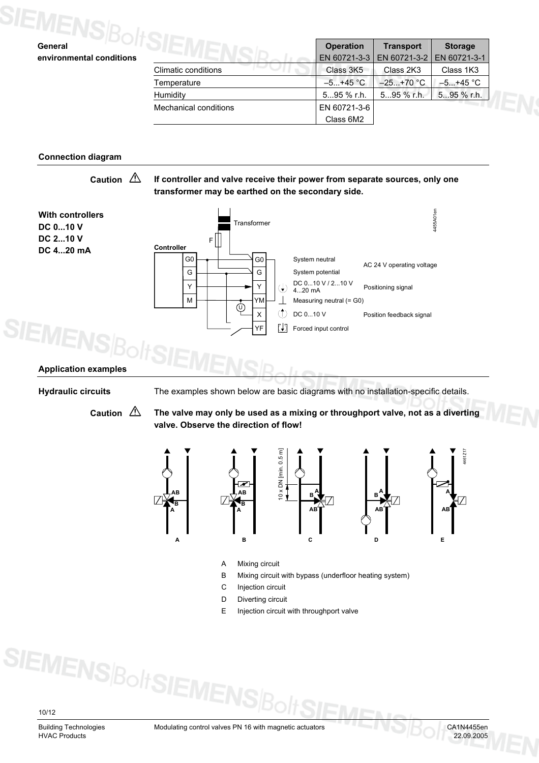**General environmental conditions**

| | Operation EN 60721-3-3 | Transport EN 60721-3-2 | Storage EN 60721-3-1 |
|---|---|---|---|
| Climatic conditions | Class 3K5 | Class 2K3 | Class 1K3 |
| Temperature | –5...+45 °C | –25...+70 °C | –5...+45 °C |
| Humidity | 5...95 % r.h. | 5...95 % r.h. | 5...95 % r.h. |
| Mechanical conditions | EN 60721-3-6 Class 6M2 | | |

## Connection diagram

**Caution** ⚠ **If controller and valve receive their power from separate sources, only one transformer may be earthed on the secondary side.**

**With controllers DC 0...10 V DC 2...10 V DC 4...20 mA**

| Terminal | Function | |
|---|---|---|
| G0 | System neutral | AC 24 V operating voltage |
| G | System potential | |
| Y | DC 0...10 V / 2...10 V 4...20 mA | Positioning signal |
| YM | Measuring neutral (= G0) | |
| X | DC 0...10 V | Position feedback signal |
| YF | Forced input control | |

## Application examples

**Hydraulic circuits**

The examples shown below are basic diagrams with no installation-specific details.

**Caution** ⚠ **The valve may only be used as a mixing or throughport valve, not as a diverting valve. Observe the direction of flow!**

- A Mixing circuit
- B Mixing circuit with bypass (underfloor heating system)
- C Injection circuit
- D Diverting circuit
- E Injection circuit with throughport valve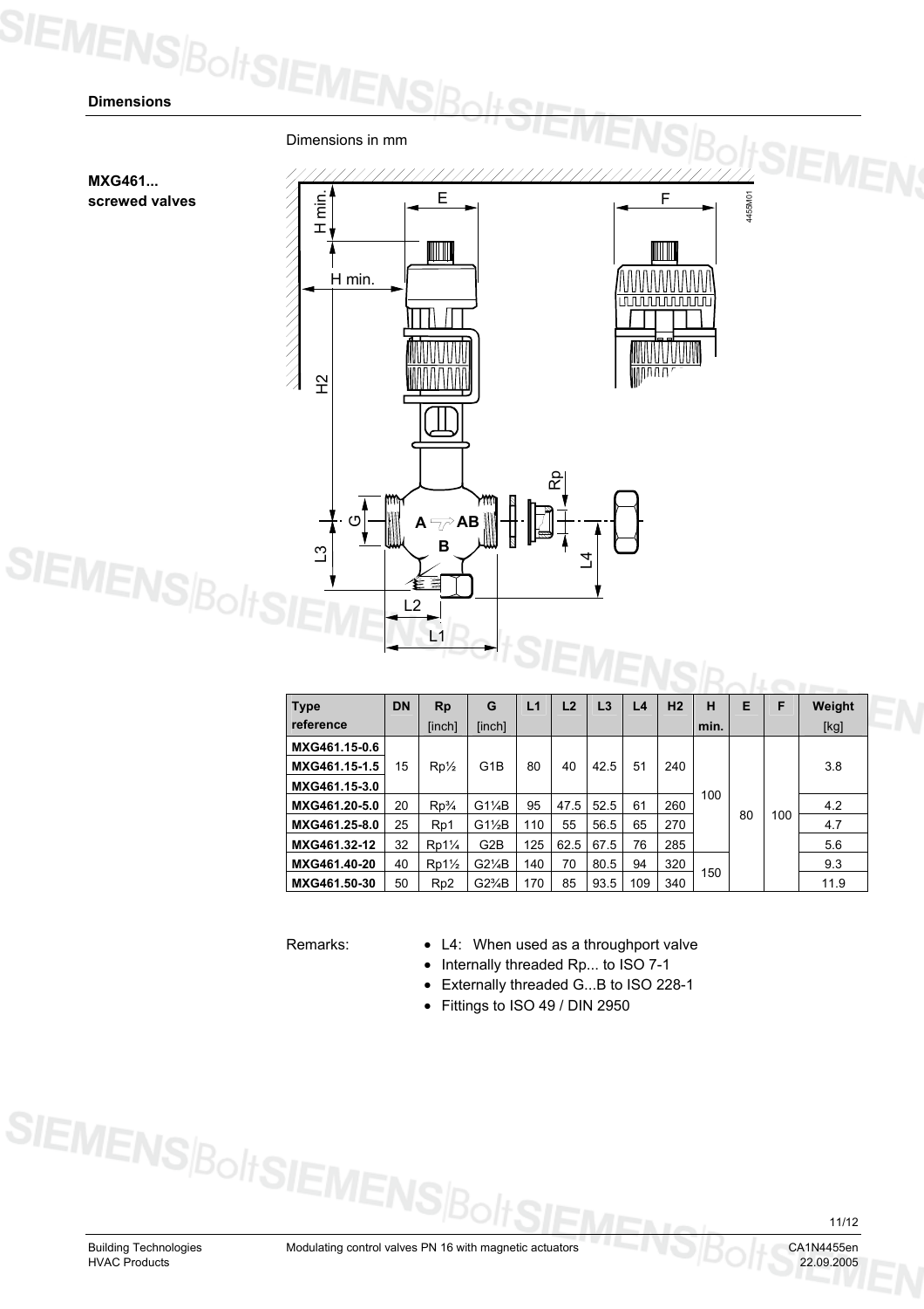## Dimensions

Dimensions in mm

**MXG461... screwed valves**

| Type reference | DN | Rp [inch] | G [inch] | L1 | L2 | L3 | L4 | H2 | H min. | E | F | Weight [kg] |
|---|---|---|---|---|---|---|---|---|---|---|---|---|
| MXG461.15-0.6 | 15 | Rp½ | G1B | 80 | 40 | 42.5 | 51 | 240 | 100 | 80 | 100 | 3.8 |
| MXG461.15-1.5 | | | | | | | | | | | | |
| MXG461.15-3.0 | | | | | | | | | | | | |
| MXG461.20-5.0 | 20 | Rp¾ | G1¼B | 95 | 47.5 | 52.5 | 61 | 260 | | | | 4.2 |
| MXG461.25-8.0 | 25 | Rp1 | G1½B | 110 | 55 | 56.5 | 65 | 270 | | | | 4.7 |
| MXG461.32-12 | 32 | Rp1¼ | G2B | 125 | 62.5 | 67.5 | 76 | 285 | | | | 5.6 |
| MXG461.40-20 | 40 | Rp1½ | G2¼B | 140 | 70 | 80.5 | 94 | 320 | 150 | | | 9.3 |
| MXG461.50-30 | 50 | Rp2 | G2¾B | 170 | 85 | 93.5 | 109 | 340 | | | | 11.9 |

Remarks:

- L4: When used as a throughport valve
- Internally threaded Rp... to ISO 7-1
- Externally threaded G...B to ISO 228-1
- Fittings to ISO 49 / DIN 2950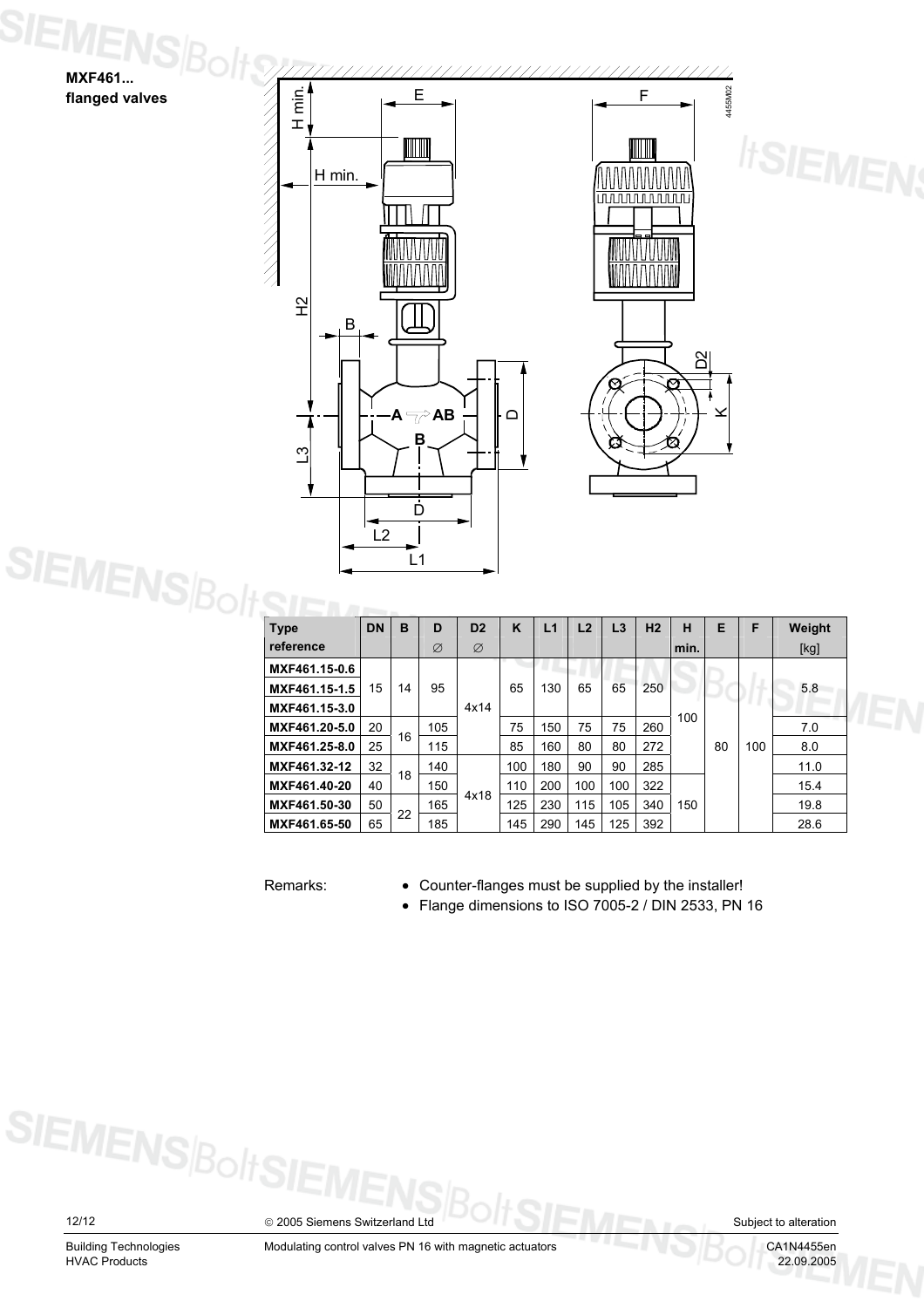**MXF461... flanged valves**

| Type reference | DN | B | D ∅ | D2 ∅ | K | L1 | L2 | L3 | H2 | H min. | E | F | Weight [kg] |
|---|---|---|---|---|---|---|---|---|---|---|---|---|---|
| MXF461.15-0.6 | 15 | 14 | 95 | 4x14 | 65 | 130 | 65 | 65 | 250 | 100 | 80 | 100 | 5.8 |
| MXF461.15-1.5 | | | | | | | | | | | | | |
| MXF461.15-3.0 | | | | | | | | | | | | | |
| MXF461.20-5.0 | 20 | 16 | 105 | | 75 | 150 | 75 | 75 | 260 | | | | 7.0 |
| MXF461.25-8.0 | 25 | | 115 | | 85 | 160 | 80 | 80 | 272 | | | | 8.0 |
| MXF461.32-12 | 32 | 18 | 140 | 4x18 | 100 | 180 | 90 | 90 | 285 | | | | 11.0 |
| MXF461.40-20 | 40 | | 150 | | 110 | 200 | 100 | 100 | 322 | 150 | | | 15.4 |
| MXF461.50-30 | 50 | 22 | 165 | | 125 | 230 | 115 | 105 | 340 | | | | 19.8 |
| MXF461.65-50 | 65 | | 185 | | 145 | 290 | 145 | 125 | 392 | | | | 28.6 |

Remarks:

- Counter-flanges must be supplied by the installer!
- Flange dimensions to ISO 7005-2 / DIN 2533, PN 16

© 2005 Siemens Switzerland Ltd

Subject to alteration